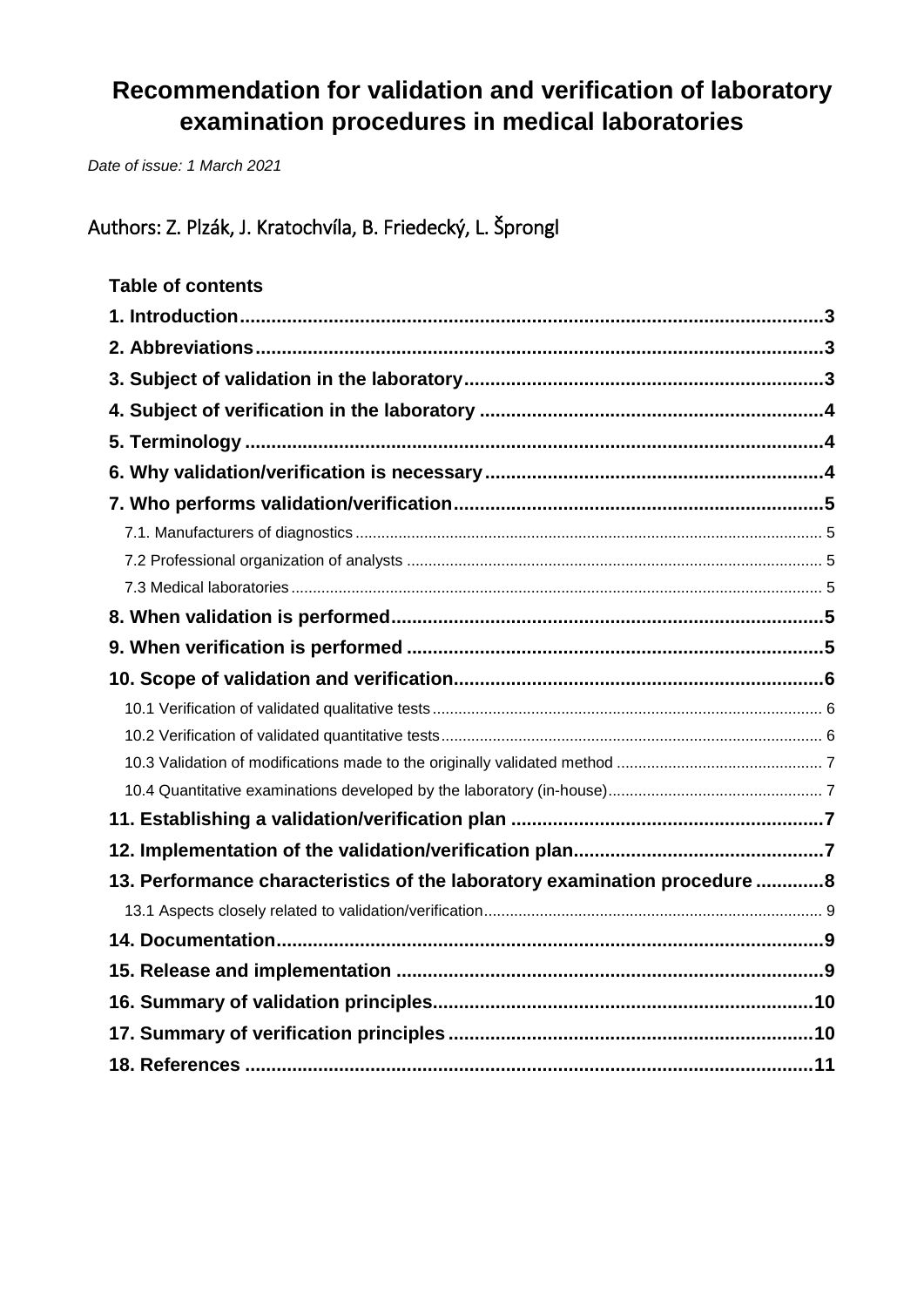# Recommendation for validation and verification of laboratory examination procedures in medical laboratories

*Date of issue: 1 March 2021*

## Authors: Z. Plzák, J. Kratochvíla, B. Friedecký, L. Šprongl

**Table of contents**

**1. Introduction....3**

**2. Abbreviations....3**

**3. Subject of validation in the laboratory....3**

**4. Subject of verification in the laboratory....4**

**5. Terminology....4**

**6. Why validation/verification is necessary....4**

**7. Who performs validation/verification....5**

7.1. Manufacturers of diagnostics....5

7.2 Professional organization of analysts....5

7.3 Medical laboratories....5

**8. When validation is performed....5**

**9. When verification is performed....5**

**10. Scope of validation and verification....6**

10.1 Verification of validated qualitative tests....6

10.2 Verification of validated quantitative tests....6

10.3 Validation of modifications made to the originally validated method....7

10.4 Quantitative examinations developed by the laboratory (in-house)....7

**11. Establishing a validation/verification plan....7**

**12. Implementation of the validation/verification plan....7**

**13. Performance characteristics of the laboratory examination procedure....8**

13.1 Aspects closely related to validation/verification....9

**14. Documentation....9**

**15. Release and implementation....9**

**16. Summary of validation principles....10**

**17. Summary of verification principles....10**

**18. References....11**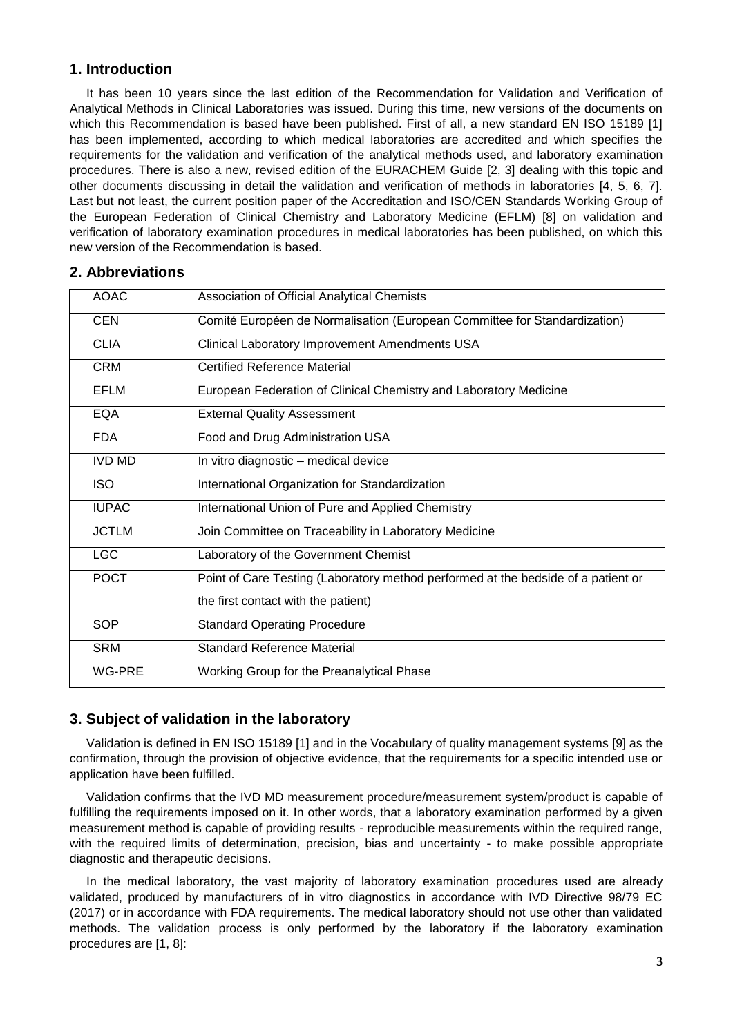## 1. Introduction

It has been 10 years since the last edition of the Recommendation for Validation and Verification of Analytical Methods in Clinical Laboratories was issued. During this time, new versions of the documents on which this Recommendation is based have been published. First of all, a new standard EN ISO 15189 [1] has been implemented, according to which medical laboratories are accredited and which specifies the requirements for the validation and verification of the analytical methods used, and laboratory examination procedures. There is also a new, revised edition of the EURACHEM Guide [2, 3] dealing with this topic and other documents discussing in detail the validation and verification of methods in laboratories [4, 5, 6, 7]. Last but not least, the current position paper of the Accreditation and ISO/CEN Standards Working Group of the European Federation of Clinical Chemistry and Laboratory Medicine (EFLM) [8] on validation and verification of laboratory examination procedures in medical laboratories has been published, on which this new version of the Recommendation is based.

## 2. Abbreviations

| | |
|---|---|
| AOAC | Association of Official Analytical Chemists |
| CEN | Comité Européen de Normalisation (European Committee for Standardization) |
| CLIA | Clinical Laboratory Improvement Amendments USA |
| CRM | Certified Reference Material |
| EFLM | European Federation of Clinical Chemistry and Laboratory Medicine |
| EQA | External Quality Assessment |
| FDA | Food and Drug Administration USA |
| IVD MD | In vitro diagnostic – medical device |
| ISO | International Organization for Standardization |
| IUPAC | International Union of Pure and Applied Chemistry |
| JCTLM | Join Committee on Traceability in Laboratory Medicine |
| LGC | Laboratory of the Government Chemist |
| POCT | Point of Care Testing (Laboratory method performed at the bedside of a patient or the first contact with the patient) |
| SOP | Standard Operating Procedure |
| SRM | Standard Reference Material |
| WG-PRE | Working Group for the Preanalytical Phase |

## 3. Subject of validation in the laboratory

Validation is defined in EN ISO 15189 [1] and in the Vocabulary of quality management systems [9] as the confirmation, through the provision of objective evidence, that the requirements for a specific intended use or application have been fulfilled.

Validation confirms that the IVD MD measurement procedure/measurement system/product is capable of fulfilling the requirements imposed on it. In other words, that a laboratory examination performed by a given measurement method is capable of providing results - reproducible measurements within the required range, with the required limits of determination, precision, bias and uncertainty - to make possible appropriate diagnostic and therapeutic decisions.

In the medical laboratory, the vast majority of laboratory examination procedures used are already validated, produced by manufacturers of in vitro diagnostics in accordance with IVD Directive 98/79 EC (2017) or in accordance with FDA requirements. The medical laboratory should not use other than validated methods. The validation process is only performed by the laboratory if the laboratory examination procedures are [1, 8]: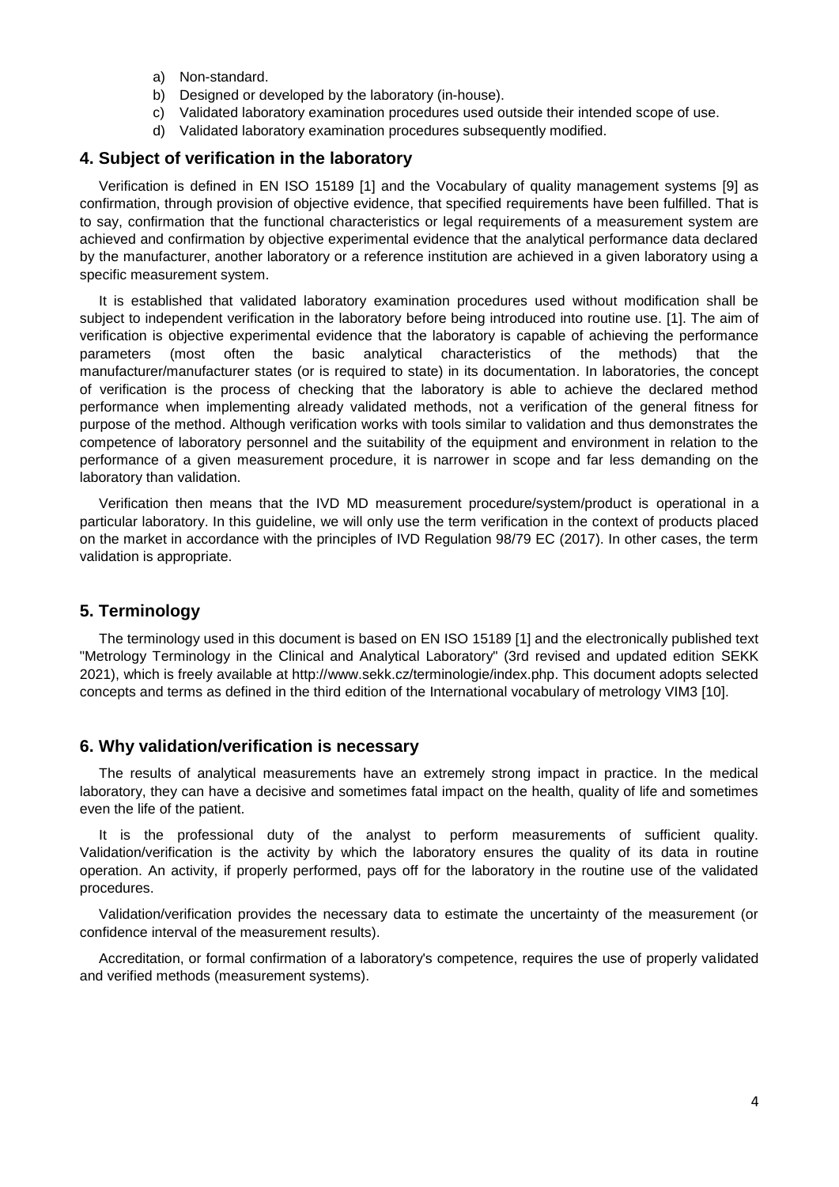a) Non-standard.
b) Designed or developed by the laboratory (in-house).
c) Validated laboratory examination procedures used outside their intended scope of use.
d) Validated laboratory examination procedures subsequently modified.

## 4. Subject of verification in the laboratory

Verification is defined in EN ISO 15189 [1] and the Vocabulary of quality management systems [9] as confirmation, through provision of objective evidence, that specified requirements have been fulfilled. That is to say, confirmation that the functional characteristics or legal requirements of a measurement system are achieved and confirmation by objective experimental evidence that the analytical performance data declared by the manufacturer, another laboratory or a reference institution are achieved in a given laboratory using a specific measurement system.

It is established that validated laboratory examination procedures used without modification shall be subject to independent verification in the laboratory before being introduced into routine use. [1]. The aim of verification is objective experimental evidence that the laboratory is capable of achieving the performance parameters (most often the basic analytical characteristics of the methods) that the manufacturer/manufacturer states (or is required to state) in its documentation. In laboratories, the concept of verification is the process of checking that the laboratory is able to achieve the declared method performance when implementing already validated methods, not a verification of the general fitness for purpose of the method. Although verification works with tools similar to validation and thus demonstrates the competence of laboratory personnel and the suitability of the equipment and environment in relation to the performance of a given measurement procedure, it is narrower in scope and far less demanding on the laboratory than validation.

Verification then means that the IVD MD measurement procedure/system/product is operational in a particular laboratory. In this guideline, we will only use the term verification in the context of products placed on the market in accordance with the principles of IVD Regulation 98/79 EC (2017). In other cases, the term validation is appropriate.

## 5. Terminology

The terminology used in this document is based on EN ISO 15189 [1] and the electronically published text "Metrology Terminology in the Clinical and Analytical Laboratory" (3rd revised and updated edition SEKK 2021), which is freely available at http://www.sekk.cz/terminologie/index.php. This document adopts selected concepts and terms as defined in the third edition of the International vocabulary of metrology VIM3 [10].

## 6. Why validation/verification is necessary

The results of analytical measurements have an extremely strong impact in practice. In the medical laboratory, they can have a decisive and sometimes fatal impact on the health, quality of life and sometimes even the life of the patient.

It is the professional duty of the analyst to perform measurements of sufficient quality. Validation/verification is the activity by which the laboratory ensures the quality of its data in routine operation. An activity, if properly performed, pays off for the laboratory in the routine use of the validated procedures.

Validation/verification provides the necessary data to estimate the uncertainty of the measurement (or confidence interval of the measurement results).

Accreditation, or formal confirmation of a laboratory's competence, requires the use of properly validated and verified methods (measurement systems).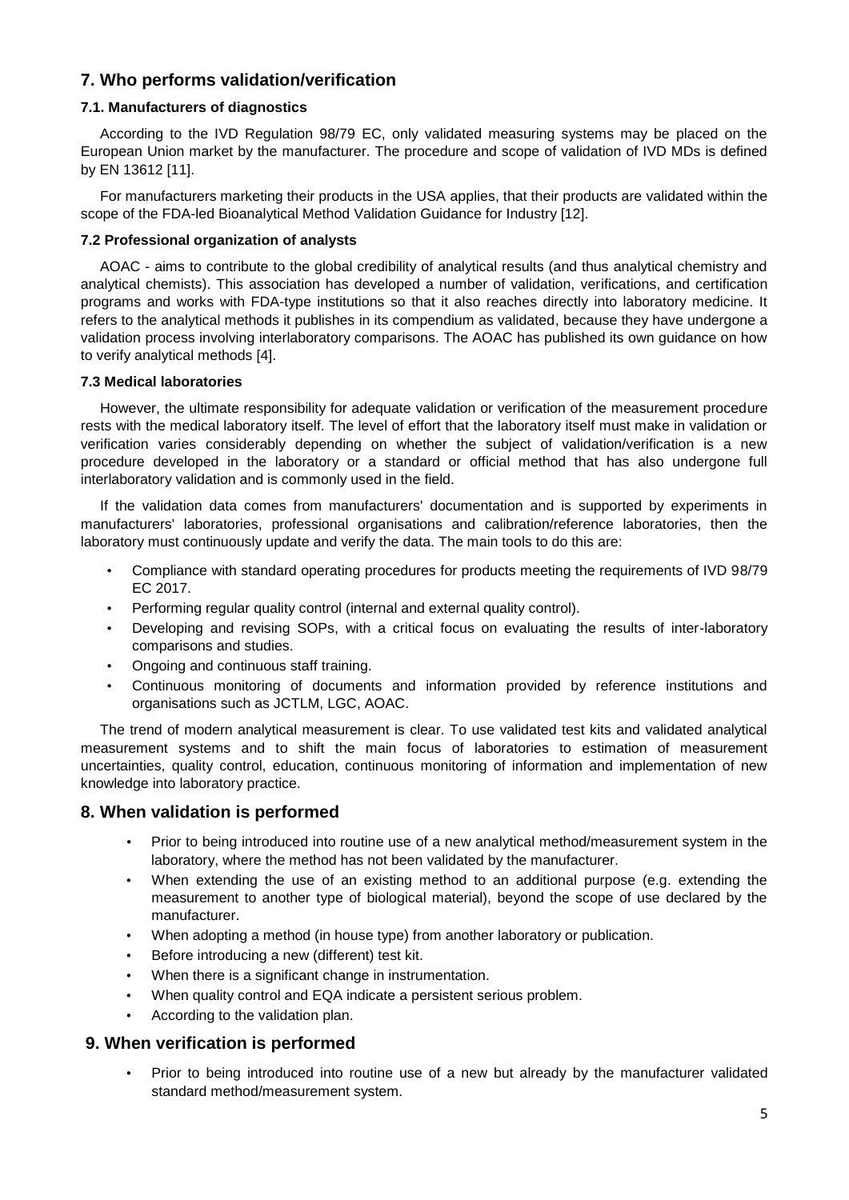## 7. Who performs validation/verification

### 7.1. Manufacturers of diagnostics

According to the IVD Regulation 98/79 EC, only validated measuring systems may be placed on the European Union market by the manufacturer. The procedure and scope of validation of IVD MDs is defined by EN 13612 [11].

For manufacturers marketing their products in the USA applies, that their products are validated within the scope of the FDA-led Bioanalytical Method Validation Guidance for Industry [12].

### 7.2 Professional organization of analysts

AOAC - aims to contribute to the global credibility of analytical results (and thus analytical chemistry and analytical chemists). This association has developed a number of validation, verifications, and certification programs and works with FDA-type institutions so that it also reaches directly into laboratory medicine. It refers to the analytical methods it publishes in its compendium as validated, because they have undergone a validation process involving interlaboratory comparisons. The AOAC has published its own guidance on how to verify analytical methods [4].

### 7.3 Medical laboratories

However, the ultimate responsibility for adequate validation or verification of the measurement procedure rests with the medical laboratory itself. The level of effort that the laboratory itself must make in validation or verification varies considerably depending on whether the subject of validation/verification is a new procedure developed in the laboratory or a standard or official method that has also undergone full interlaboratory validation and is commonly used in the field.

If the validation data comes from manufacturers' documentation and is supported by experiments in manufacturers' laboratories, professional organisations and calibration/reference laboratories, then the laboratory must continuously update and verify the data. The main tools to do this are:

- Compliance with standard operating procedures for products meeting the requirements of IVD 98/79 EC 2017.
- Performing regular quality control (internal and external quality control).
- Developing and revising SOPs, with a critical focus on evaluating the results of inter-laboratory comparisons and studies.
- Ongoing and continuous staff training.
- Continuous monitoring of documents and information provided by reference institutions and organisations such as JCTLM, LGC, AOAC.

The trend of modern analytical measurement is clear. To use validated test kits and validated analytical measurement systems and to shift the main focus of laboratories to estimation of measurement uncertainties, quality control, education, continuous monitoring of information and implementation of new knowledge into laboratory practice.

## 8. When validation is performed

- Prior to being introduced into routine use of a new analytical method/measurement system in the laboratory, where the method has not been validated by the manufacturer.
- When extending the use of an existing method to an additional purpose (e.g. extending the measurement to another type of biological material), beyond the scope of use declared by the manufacturer.
- When adopting a method (in house type) from another laboratory or publication.
- Before introducing a new (different) test kit.
- When there is a significant change in instrumentation.
- When quality control and EQA indicate a persistent serious problem.
- According to the validation plan.

## 9. When verification is performed

- Prior to being introduced into routine use of a new but already by the manufacturer validated standard method/measurement system.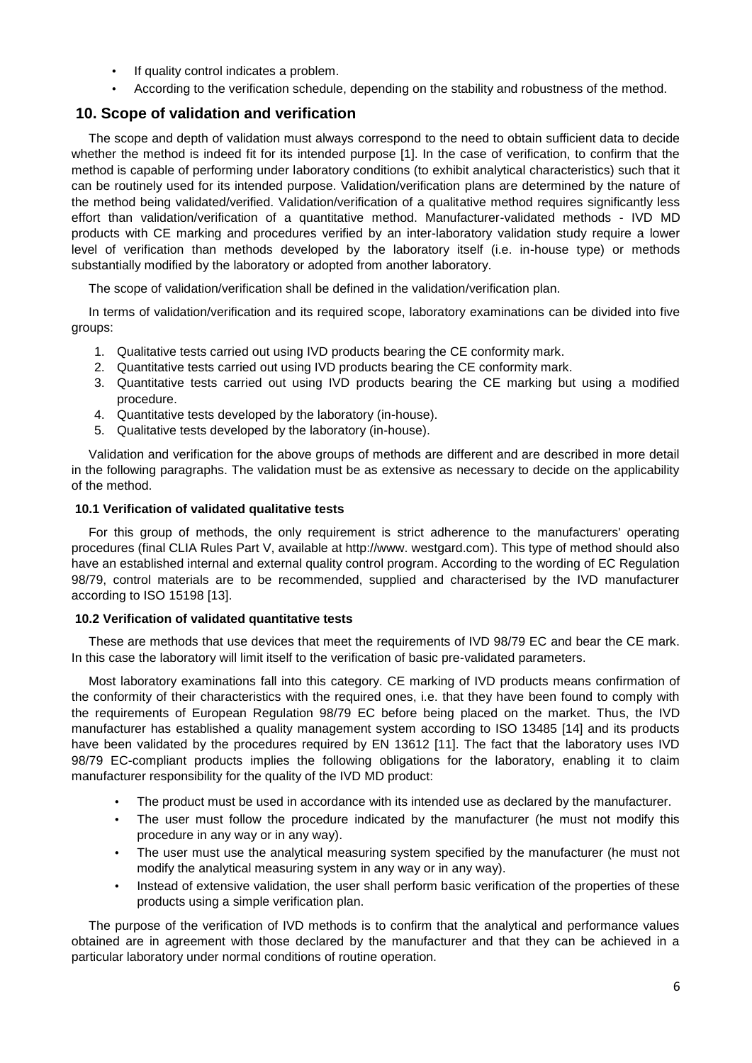- If quality control indicates a problem.
- According to the verification schedule, depending on the stability and robustness of the method.

## 10. Scope of validation and verification

The scope and depth of validation must always correspond to the need to obtain sufficient data to decide whether the method is indeed fit for its intended purpose [1]. In the case of verification, to confirm that the method is capable of performing under laboratory conditions (to exhibit analytical characteristics) such that it can be routinely used for its intended purpose. Validation/verification plans are determined by the nature of the method being validated/verified. Validation/verification of a qualitative method requires significantly less effort than validation/verification of a quantitative method. Manufacturer-validated methods - IVD MD products with CE marking and procedures verified by an inter-laboratory validation study require a lower level of verification than methods developed by the laboratory itself (i.e. in-house type) or methods substantially modified by the laboratory or adopted from another laboratory.

The scope of validation/verification shall be defined in the validation/verification plan.

In terms of validation/verification and its required scope, laboratory examinations can be divided into five groups:

1. Qualitative tests carried out using IVD products bearing the CE conformity mark.
2. Quantitative tests carried out using IVD products bearing the CE conformity mark.
3. Quantitative tests carried out using IVD products bearing the CE marking but using a modified procedure.
4. Quantitative tests developed by the laboratory (in-house).
5. Qualitative tests developed by the laboratory (in-house).

Validation and verification for the above groups of methods are different and are described in more detail in the following paragraphs. The validation must be as extensive as necessary to decide on the applicability of the method.

### 10.1 Verification of validated qualitative tests

For this group of methods, the only requirement is strict adherence to the manufacturers' operating procedures (final CLIA Rules Part V, available at http://www. westgard.com). This type of method should also have an established internal and external quality control program. According to the wording of EC Regulation 98/79, control materials are to be recommended, supplied and characterised by the IVD manufacturer according to ISO 15198 [13].

### 10.2 Verification of validated quantitative tests

These are methods that use devices that meet the requirements of IVD 98/79 EC and bear the CE mark. In this case the laboratory will limit itself to the verification of basic pre-validated parameters.

Most laboratory examinations fall into this category. CE marking of IVD products means confirmation of the conformity of their characteristics with the required ones, i.e. that they have been found to comply with the requirements of European Regulation 98/79 EC before being placed on the market. Thus, the IVD manufacturer has established a quality management system according to ISO 13485 [14] and its products have been validated by the procedures required by EN 13612 [11]. The fact that the laboratory uses IVD 98/79 EC-compliant products implies the following obligations for the laboratory, enabling it to claim manufacturer responsibility for the quality of the IVD MD product:

- The product must be used in accordance with its intended use as declared by the manufacturer.
- The user must follow the procedure indicated by the manufacturer (he must not modify this procedure in any way or in any way).
- The user must use the analytical measuring system specified by the manufacturer (he must not modify the analytical measuring system in any way or in any way).
- Instead of extensive validation, the user shall perform basic verification of the properties of these products using a simple verification plan.

The purpose of the verification of IVD methods is to confirm that the analytical and performance values obtained are in agreement with those declared by the manufacturer and that they can be achieved in a particular laboratory under normal conditions of routine operation.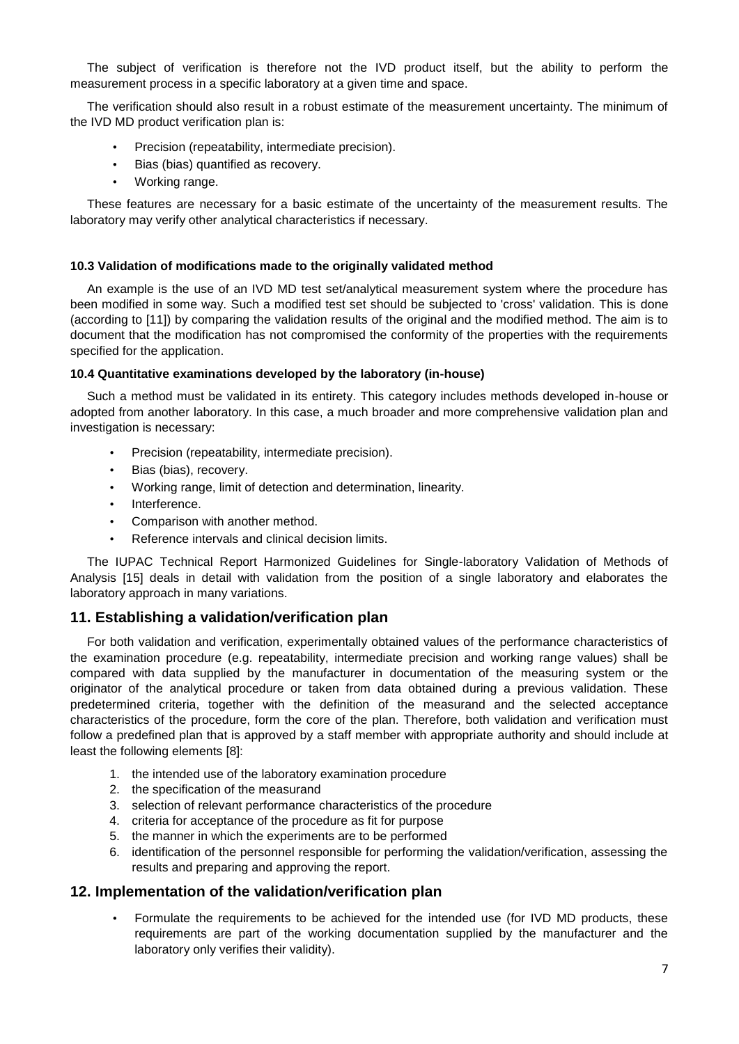The subject of verification is therefore not the IVD product itself, but the ability to perform the measurement process in a specific laboratory at a given time and space.

The verification should also result in a robust estimate of the measurement uncertainty. The minimum of the IVD MD product verification plan is:

- Precision (repeatability, intermediate precision).
- Bias (bias) quantified as recovery.
- Working range.

These features are necessary for a basic estimate of the uncertainty of the measurement results. The laboratory may verify other analytical characteristics if necessary.

#### 10.3 Validation of modifications made to the originally validated method

An example is the use of an IVD MD test set/analytical measurement system where the procedure has been modified in some way. Such a modified test set should be subjected to 'cross' validation. This is done (according to [11]) by comparing the validation results of the original and the modified method. The aim is to document that the modification has not compromised the conformity of the properties with the requirements specified for the application.

#### 10.4 Quantitative examinations developed by the laboratory (in-house)

Such a method must be validated in its entirety. This category includes methods developed in-house or adopted from another laboratory. In this case, a much broader and more comprehensive validation plan and investigation is necessary:

- Precision (repeatability, intermediate precision).
- Bias (bias), recovery.
- Working range, limit of detection and determination, linearity.
- Interference.
- Comparison with another method.
- Reference intervals and clinical decision limits.

The IUPAC Technical Report Harmonized Guidelines for Single-laboratory Validation of Methods of Analysis [15] deals in detail with validation from the position of a single laboratory and elaborates the laboratory approach in many variations.

## 11. Establishing a validation/verification plan

For both validation and verification, experimentally obtained values of the performance characteristics of the examination procedure (e.g. repeatability, intermediate precision and working range values) shall be compared with data supplied by the manufacturer in documentation of the measuring system or the originator of the analytical procedure or taken from data obtained during a previous validation. These predetermined criteria, together with the definition of the measurand and the selected acceptance characteristics of the procedure, form the core of the plan. Therefore, both validation and verification must follow a predefined plan that is approved by a staff member with appropriate authority and should include at least the following elements [8]:

1. the intended use of the laboratory examination procedure
2. the specification of the measurand
3. selection of relevant performance characteristics of the procedure
4. criteria for acceptance of the procedure as fit for purpose
5. the manner in which the experiments are to be performed
6. identification of the personnel responsible for performing the validation/verification, assessing the results and preparing and approving the report.

## 12. Implementation of the validation/verification plan

- Formulate the requirements to be achieved for the intended use (for IVD MD products, these requirements are part of the working documentation supplied by the manufacturer and the laboratory only verifies their validity).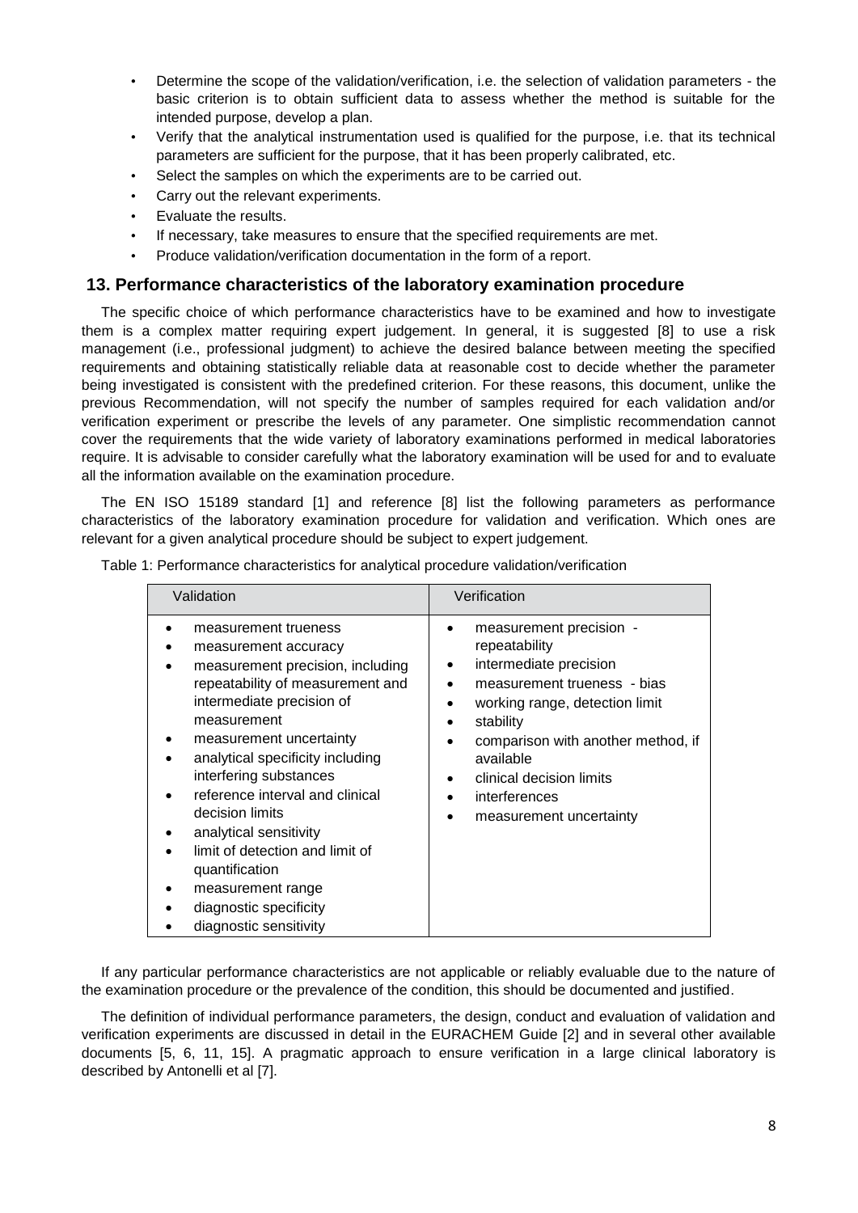- Determine the scope of the validation/verification, i.e. the selection of validation parameters - the basic criterion is to obtain sufficient data to assess whether the method is suitable for the intended purpose, develop a plan.
- Verify that the analytical instrumentation used is qualified for the purpose, i.e. that its technical parameters are sufficient for the purpose, that it has been properly calibrated, etc.
- Select the samples on which the experiments are to be carried out.
- Carry out the relevant experiments.
- Evaluate the results.
- If necessary, take measures to ensure that the specified requirements are met.
- Produce validation/verification documentation in the form of a report.

## 13. Performance characteristics of the laboratory examination procedure

The specific choice of which performance characteristics have to be examined and how to investigate them is a complex matter requiring expert judgement. In general, it is suggested [8] to use a risk management (i.e., professional judgment) to achieve the desired balance between meeting the specified requirements and obtaining statistically reliable data at reasonable cost to decide whether the parameter being investigated is consistent with the predefined criterion. For these reasons, this document, unlike the previous Recommendation, will not specify the number of samples required for each validation and/or verification experiment or prescribe the levels of any parameter. One simplistic recommendation cannot cover the requirements that the wide variety of laboratory examinations performed in medical laboratories require. It is advisable to consider carefully what the laboratory examination will be used for and to evaluate all the information available on the examination procedure.

The EN ISO 15189 standard [1] and reference [8] list the following parameters as performance characteristics of the laboratory examination procedure for validation and verification. Which ones are relevant for a given analytical procedure should be subject to expert judgement.

Table 1: Performance characteristics for analytical procedure validation/verification

| Validation | Verification |
| --- | --- |
| • measurement trueness<br>• measurement accuracy<br>• measurement precision, including repeatability of measurement and intermediate precision of measurement<br>• measurement uncertainty<br>• analytical specificity including interfering substances<br>• reference interval and clinical decision limits<br>• analytical sensitivity<br>• limit of detection and limit of quantification<br>• measurement range<br>• diagnostic specificity<br>• diagnostic sensitivity | • measurement precision - repeatability<br>• intermediate precision<br>• measurement trueness - bias<br>• working range, detection limit<br>• stability<br>• comparison with another method, if available<br>• clinical decision limits<br>• interferences<br>• measurement uncertainty |

If any particular performance characteristics are not applicable or reliably evaluable due to the nature of the examination procedure or the prevalence of the condition, this should be documented and justified.

The definition of individual performance parameters, the design, conduct and evaluation of validation and verification experiments are discussed in detail in the EURACHEM Guide [2] and in several other available documents [5, 6, 11, 15]. A pragmatic approach to ensure verification in a large clinical laboratory is described by Antonelli et al [7].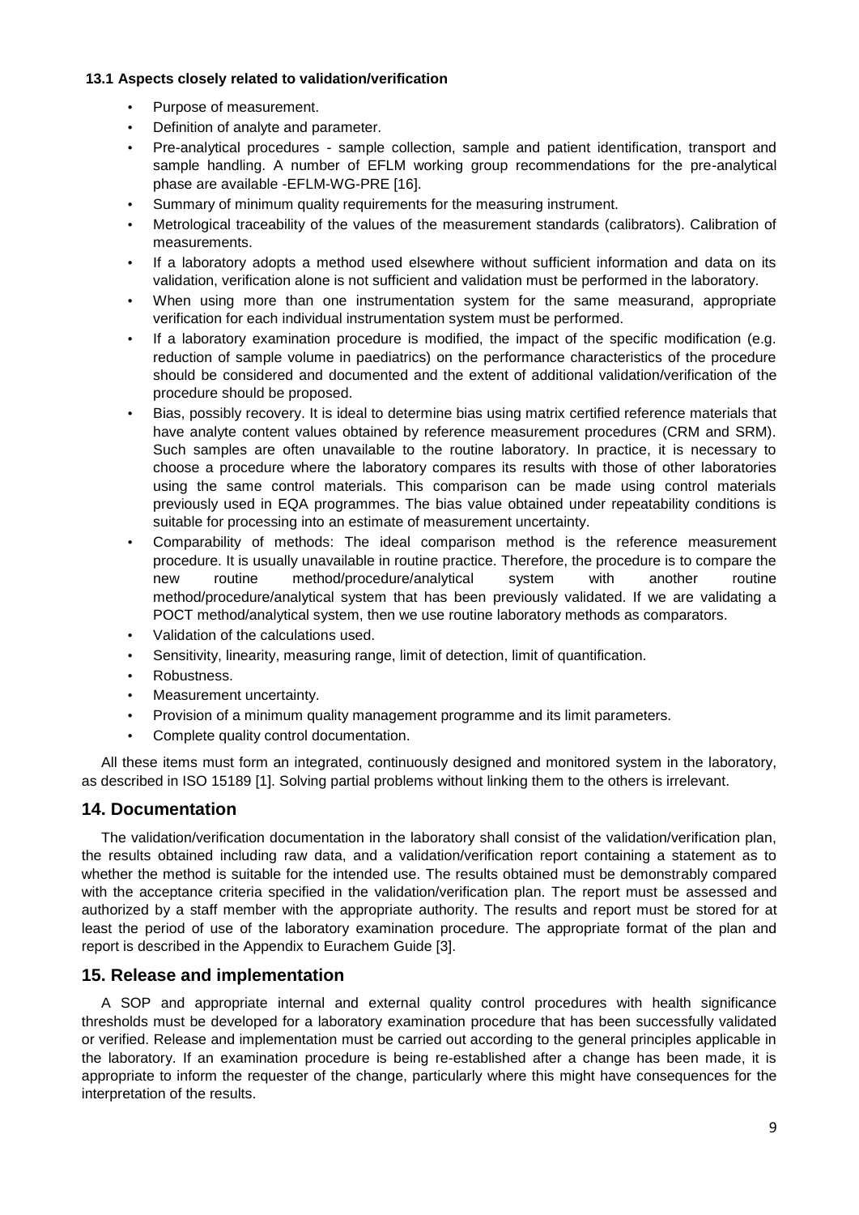### 13.1 Aspects closely related to validation/verification

- Purpose of measurement.
- Definition of analyte and parameter.
- Pre-analytical procedures - sample collection, sample and patient identification, transport and sample handling. A number of EFLM working group recommendations for the pre-analytical phase are available -EFLM-WG-PRE [16].
- Summary of minimum quality requirements for the measuring instrument.
- Metrological traceability of the values of the measurement standards (calibrators). Calibration of measurements.
- If a laboratory adopts a method used elsewhere without sufficient information and data on its validation, verification alone is not sufficient and validation must be performed in the laboratory.
- When using more than one instrumentation system for the same measurand, appropriate verification for each individual instrumentation system must be performed.
- If a laboratory examination procedure is modified, the impact of the specific modification (e.g. reduction of sample volume in paediatrics) on the performance characteristics of the procedure should be considered and documented and the extent of additional validation/verification of the procedure should be proposed.
- Bias, possibly recovery. It is ideal to determine bias using matrix certified reference materials that have analyte content values obtained by reference measurement procedures (CRM and SRM). Such samples are often unavailable to the routine laboratory. In practice, it is necessary to choose a procedure where the laboratory compares its results with those of other laboratories using the same control materials. This comparison can be made using control materials previously used in EQA programmes. The bias value obtained under repeatability conditions is suitable for processing into an estimate of measurement uncertainty.
- Comparability of methods: The ideal comparison method is the reference measurement procedure. It is usually unavailable in routine practice. Therefore, the procedure is to compare the new routine method/procedure/analytical system with another routine method/procedure/analytical system that has been previously validated. If we are validating a POCT method/analytical system, then we use routine laboratory methods as comparators.
- Validation of the calculations used.
- Sensitivity, linearity, measuring range, limit of detection, limit of quantification.
- Robustness.
- Measurement uncertainty.
- Provision of a minimum quality management programme and its limit parameters.
- Complete quality control documentation.

All these items must form an integrated, continuously designed and monitored system in the laboratory, as described in ISO 15189 [1]. Solving partial problems without linking them to the others is irrelevant.

## 14. Documentation

The validation/verification documentation in the laboratory shall consist of the validation/verification plan, the results obtained including raw data, and a validation/verification report containing a statement as to whether the method is suitable for the intended use. The results obtained must be demonstrably compared with the acceptance criteria specified in the validation/verification plan. The report must be assessed and authorized by a staff member with the appropriate authority. The results and report must be stored for at least the period of use of the laboratory examination procedure. The appropriate format of the plan and report is described in the Appendix to Eurachem Guide [3].

## 15. Release and implementation

A SOP and appropriate internal and external quality control procedures with health significance thresholds must be developed for a laboratory examination procedure that has been successfully validated or verified. Release and implementation must be carried out according to the general principles applicable in the laboratory. If an examination procedure is being re-established after a change has been made, it is appropriate to inform the requester of the change, particularly where this might have consequences for the interpretation of the results.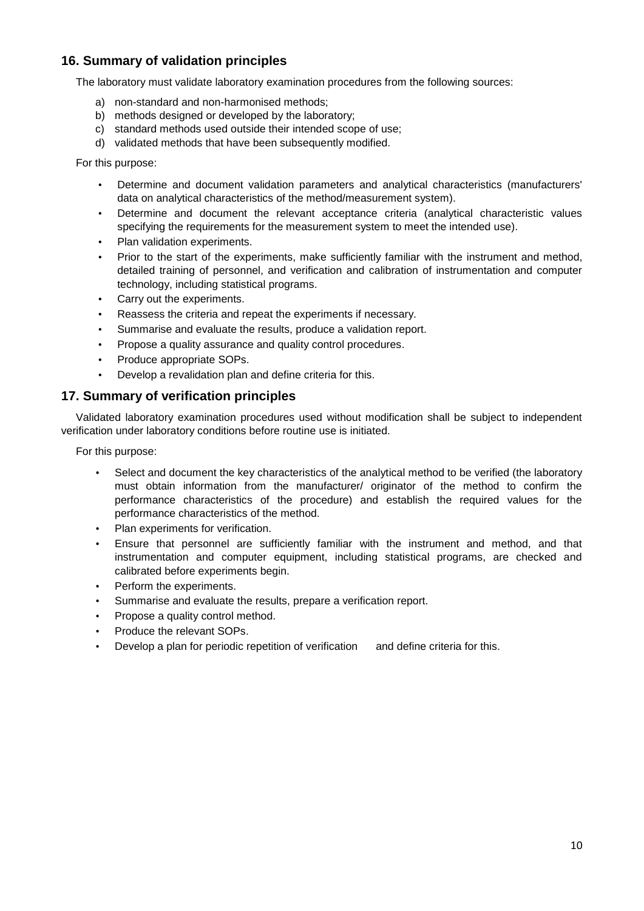## 16. Summary of validation principles

The laboratory must validate laboratory examination procedures from the following sources:

a) non-standard and non-harmonised methods;
b) methods designed or developed by the laboratory;
c) standard methods used outside their intended scope of use;
d) validated methods that have been subsequently modified.

For this purpose:

- Determine and document validation parameters and analytical characteristics (manufacturers' data on analytical characteristics of the method/measurement system).
- Determine and document the relevant acceptance criteria (analytical characteristic values specifying the requirements for the measurement system to meet the intended use).
- Plan validation experiments.
- Prior to the start of the experiments, make sufficiently familiar with the instrument and method, detailed training of personnel, and verification and calibration of instrumentation and computer technology, including statistical programs.
- Carry out the experiments.
- Reassess the criteria and repeat the experiments if necessary.
- Summarise and evaluate the results, produce a validation report.
- Propose a quality assurance and quality control procedures.
- Produce appropriate SOPs.
- Develop a revalidation plan and define criteria for this.

## 17. Summary of verification principles

Validated laboratory examination procedures used without modification shall be subject to independent verification under laboratory conditions before routine use is initiated.

For this purpose:

- Select and document the key characteristics of the analytical method to be verified (the laboratory must obtain information from the manufacturer/ originator of the method to confirm the performance characteristics of the procedure) and establish the required values for the performance characteristics of the method.
- Plan experiments for verification.
- Ensure that personnel are sufficiently familiar with the instrument and method, and that instrumentation and computer equipment, including statistical programs, are checked and calibrated before experiments begin.
- Perform the experiments.
- Summarise and evaluate the results, prepare a verification report.
- Propose a quality control method.
- Produce the relevant SOPs.
- Develop a plan for periodic repetition of verification and define criteria for this.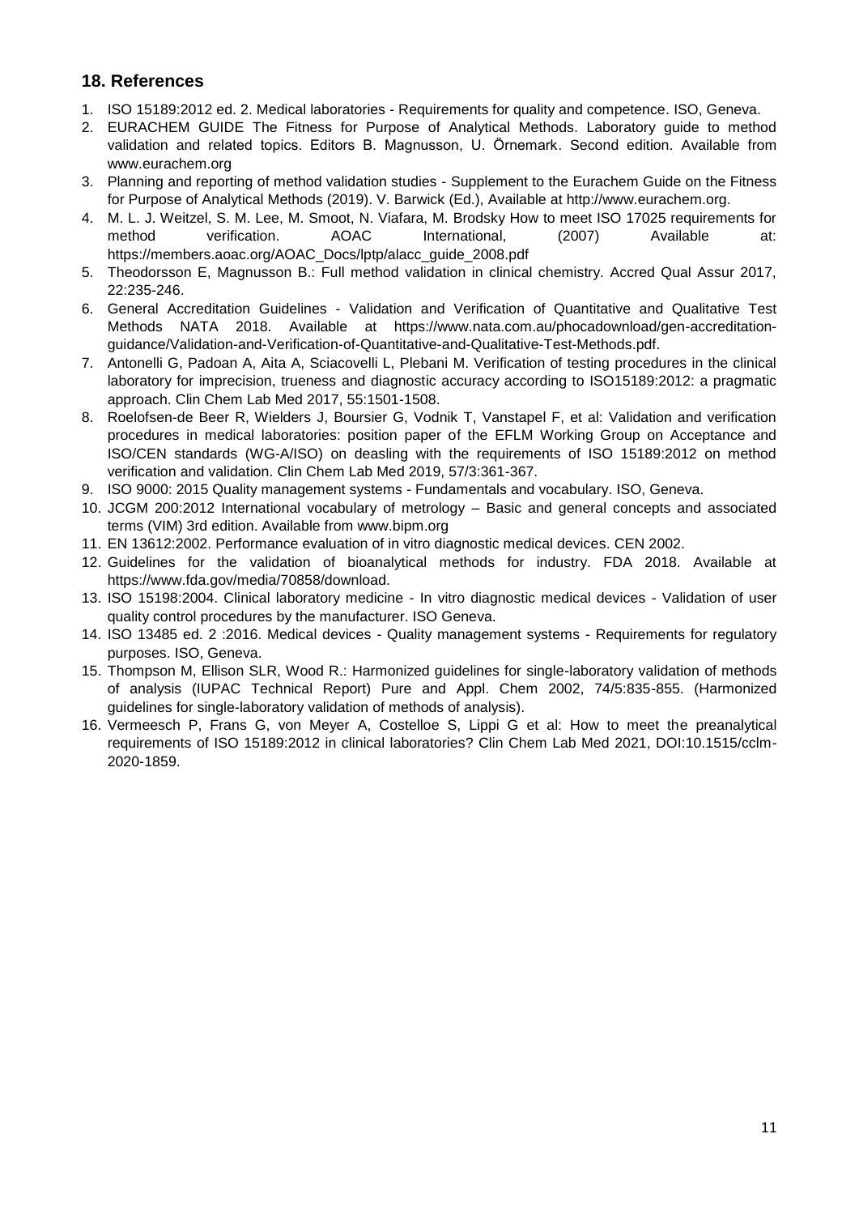## 18. References

1. ISO 15189:2012 ed. 2. Medical laboratories - Requirements for quality and competence. ISO, Geneva.
2. EURACHEM GUIDE The Fitness for Purpose of Analytical Methods. Laboratory guide to method validation and related topics. Editors B. Magnusson, U. Örnemark. Second edition. Available from www.eurachem.org
3. Planning and reporting of method validation studies - Supplement to the Eurachem Guide on the Fitness for Purpose of Analytical Methods (2019). V. Barwick (Ed.), Available at http://www.eurachem.org.
4. M. L. J. Weitzel, S. M. Lee, M. Smoot, N. Viafara, M. Brodsky How to meet ISO 17025 requirements for method verification. AOAC International, (2007) Available at: https://members.aoac.org/AOAC_Docs/lptp/alacc_guide_2008.pdf
5. Theodorsson E, Magnusson B.: Full method validation in clinical chemistry. Accred Qual Assur 2017, 22:235-246.
6. General Accreditation Guidelines - Validation and Verification of Quantitative and Qualitative Test Methods NATA 2018. Available at https://www.nata.com.au/phocadownload/gen-accreditation-guidance/Validation-and-Verification-of-Quantitative-and-Qualitative-Test-Methods.pdf.
7. Antonelli G, Padoan A, Aita A, Sciacovelli L, Plebani M. Verification of testing procedures in the clinical laboratory for imprecision, trueness and diagnostic accuracy according to ISO15189:2012: a pragmatic approach. Clin Chem Lab Med 2017, 55:1501-1508.
8. Roelofsen-de Beer R, Wielders J, Boursier G, Vodnik T, Vanstapel F, et al: Validation and verification procedures in medical laboratories: position paper of the EFLM Working Group on Acceptance and ISO/CEN standards (WG-A/ISO) on deasling with the requirements of ISO 15189:2012 on method verification and validation. Clin Chem Lab Med 2019, 57/3:361-367.
9. ISO 9000: 2015 Quality management systems - Fundamentals and vocabulary. ISO, Geneva.
10. JCGM 200:2012 International vocabulary of metrology – Basic and general concepts and associated terms (VIM) 3rd edition. Available from www.bipm.org
11. EN 13612:2002. Performance evaluation of in vitro diagnostic medical devices. CEN 2002.
12. Guidelines for the validation of bioanalytical methods for industry. FDA 2018. Available at https://www.fda.gov/media/70858/download.
13. ISO 15198:2004. Clinical laboratory medicine - In vitro diagnostic medical devices - Validation of user quality control procedures by the manufacturer. ISO Geneva.
14. ISO 13485 ed. 2 :2016. Medical devices - Quality management systems - Requirements for regulatory purposes. ISO, Geneva.
15. Thompson M, Ellison SLR, Wood R.: Harmonized guidelines for single-laboratory validation of methods of analysis (IUPAC Technical Report) Pure and Appl. Chem 2002, 74/5:835-855. (Harmonized guidelines for single-laboratory validation of methods of analysis).
16. Vermeesch P, Frans G, von Meyer A, Costelloe S, Lippi G et al: How to meet the preanalytical requirements of ISO 15189:2012 in clinical laboratories? Clin Chem Lab Med 2021, DOI:10.1515/cclm-2020-1859.